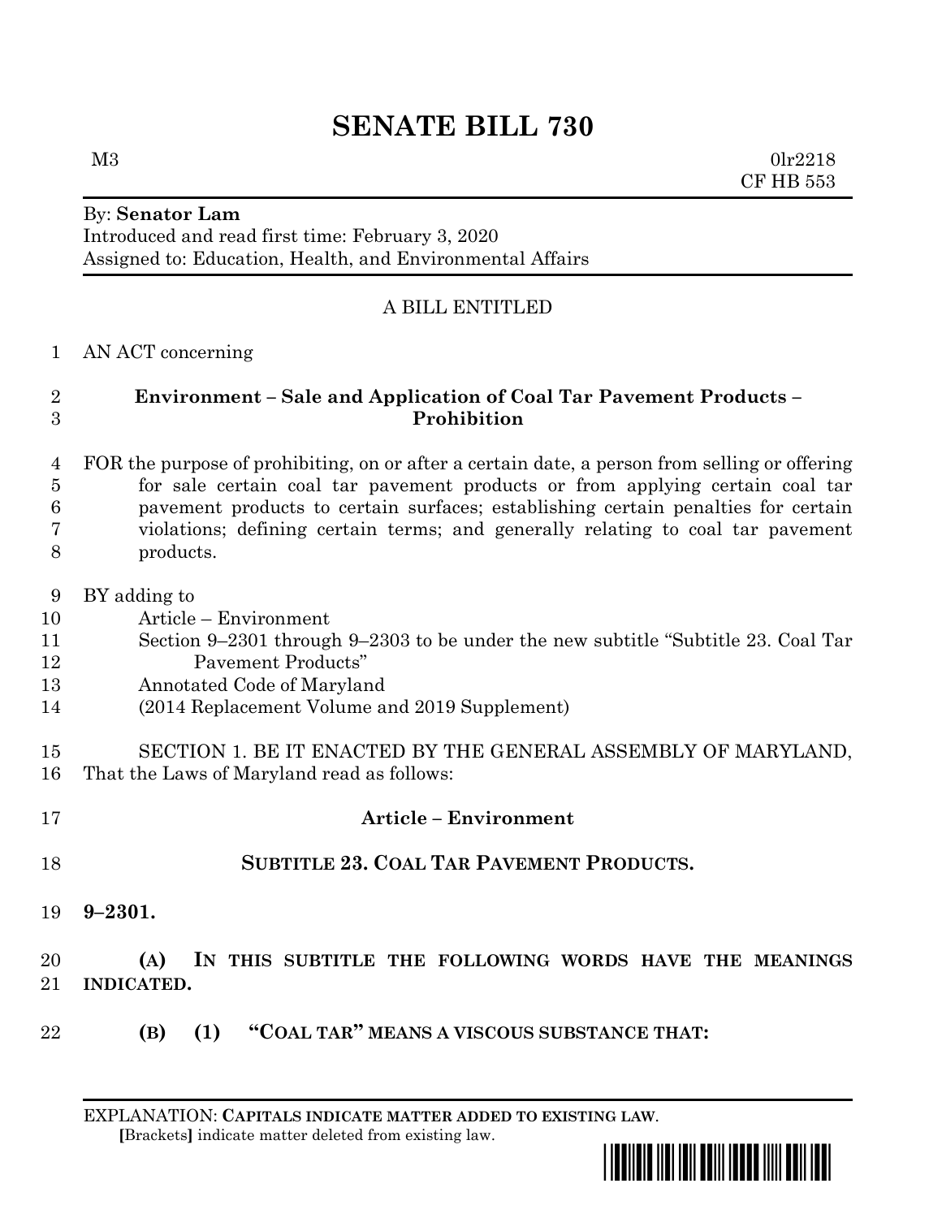# SENATE BILL 730

M3 0lr2218
CF HB 553

By: **Senator Lam**
Introduced and read first time: February 3, 2020
Assigned to: Education, Health, and Environmental Affairs

A BILL ENTITLED

1 AN ACT concerning

2 **Environment – Sale and Application of Coal Tar Pavement Products –**
3 **Prohibition**

4 FOR the purpose of prohibiting, on or after a certain date, a person from selling or offering
5 for sale certain coal tar pavement products or from applying certain coal tar
6 pavement products to certain surfaces; establishing certain penalties for certain
7 violations; defining certain terms; and generally relating to coal tar pavement
8 products.

9 BY adding to
10 Article – Environment
11 Section 9–2301 through 9–2303 to be under the new subtitle "Subtitle 23. Coal Tar
12 Pavement Products"
13 Annotated Code of Maryland
14 (2014 Replacement Volume and 2019 Supplement)

15 SECTION 1. BE IT ENACTED BY THE GENERAL ASSEMBLY OF MARYLAND,
16 That the Laws of Maryland read as follows:

17 **Article – Environment**

18 **SUBTITLE 23. COAL TAR PAVEMENT PRODUCTS.**

19 **9–2301.**

20 **(A) IN THIS SUBTITLE THE FOLLOWING WORDS HAVE THE MEANINGS**
21 **INDICATED.**

22 **(B) (1) "COAL TAR" MEANS A VISCOUS SUBSTANCE THAT:**

EXPLANATION: **CAPITALS INDICATE MATTER ADDED TO EXISTING LAW.**
**[**Brackets**]** indicate matter deleted from existing law.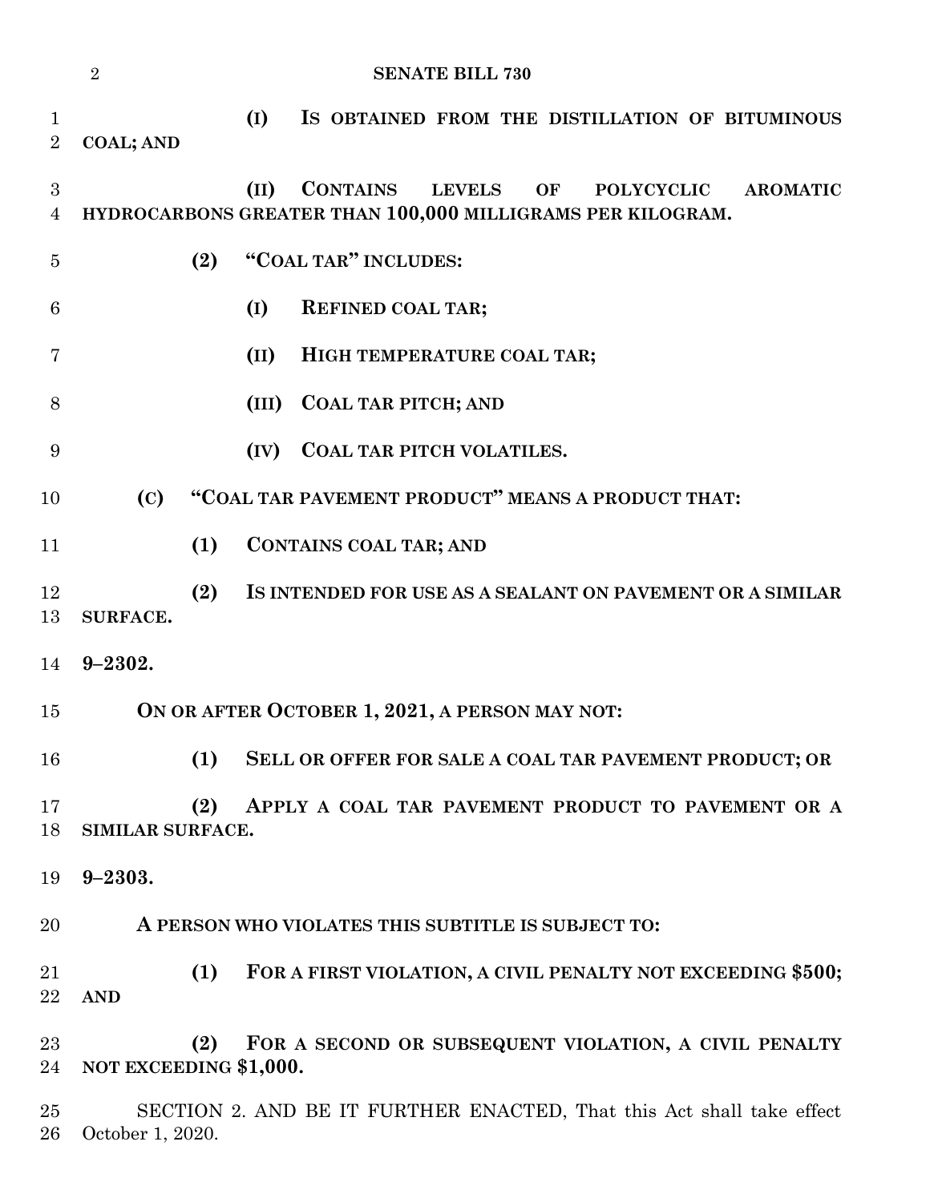**(I) IS OBTAINED FROM THE DISTILLATION OF BITUMINOUS COAL; AND**

**(II) CONTAINS LEVELS OF POLYCYCLIC AROMATIC HYDROCARBONS GREATER THAN 100,000 MILLIGRAMS PER KILOGRAM.**

**(2) "COAL TAR" INCLUDES:**

**(I) REFINED COAL TAR;**

**(II) HIGH TEMPERATURE COAL TAR;**

**(III) COAL TAR PITCH; AND**

**(IV) COAL TAR PITCH VOLATILES.**

**(C) "COAL TAR PAVEMENT PRODUCT" MEANS A PRODUCT THAT:**

**(1) CONTAINS COAL TAR; AND**

**(2) IS INTENDED FOR USE AS A SEALANT ON PAVEMENT OR A SIMILAR SURFACE.**

**9–2302.**

**ON OR AFTER OCTOBER 1, 2021, A PERSON MAY NOT:**

**(1) SELL OR OFFER FOR SALE A COAL TAR PAVEMENT PRODUCT; OR**

**(2) APPLY A COAL TAR PAVEMENT PRODUCT TO PAVEMENT OR A SIMILAR SURFACE.**

**9–2303.**

**A PERSON WHO VIOLATES THIS SUBTITLE IS SUBJECT TO:**

**(1) FOR A FIRST VIOLATION, A CIVIL PENALTY NOT EXCEEDING $500; AND**

**(2) FOR A SECOND OR SUBSEQUENT VIOLATION, A CIVIL PENALTY NOT EXCEEDING $1,000.**

SECTION 2. AND BE IT FURTHER ENACTED, That this Act shall take effect October 1, 2020.